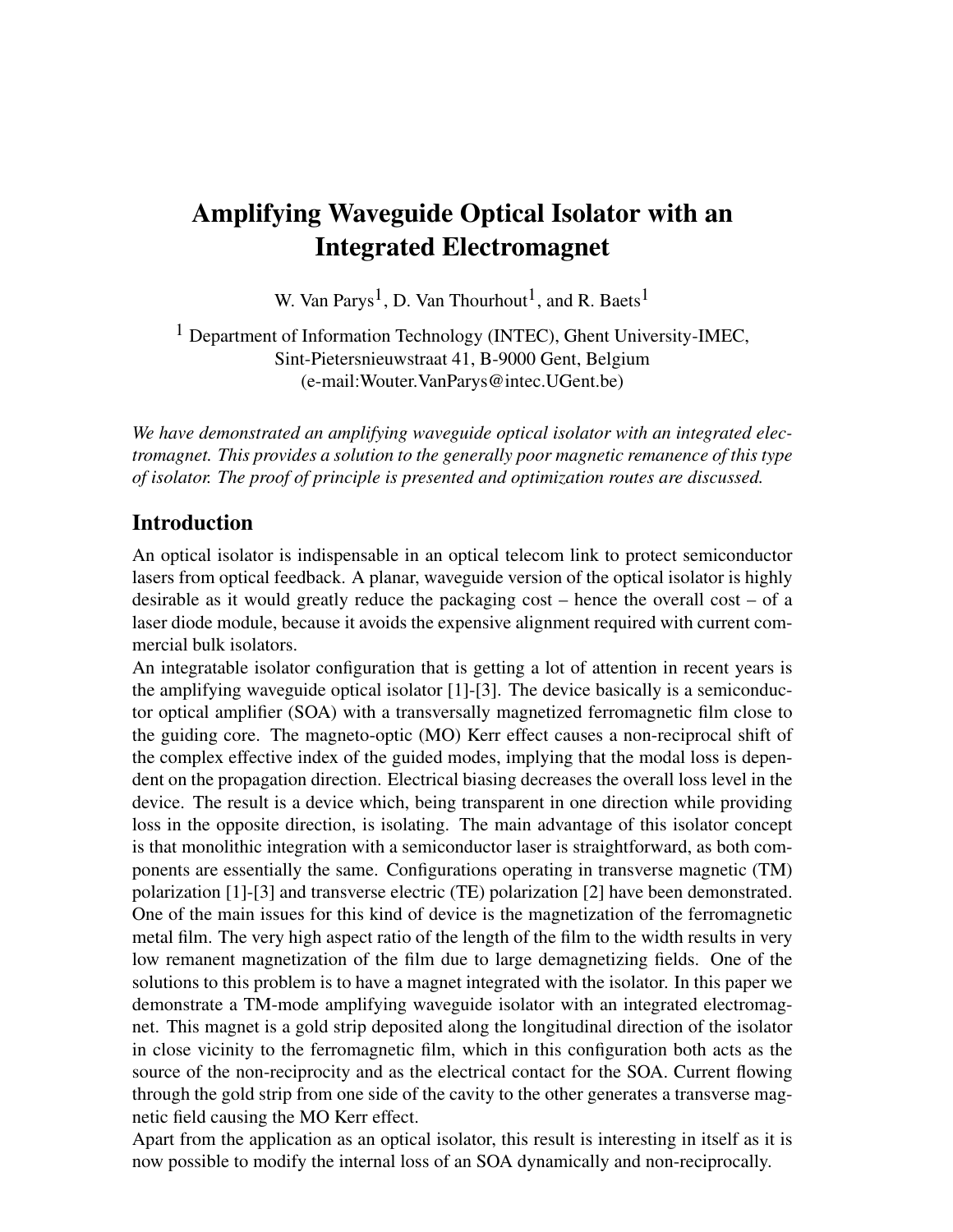# Amplifying Waveguide Optical Isolator with an Integrated Electromagnet

W. Van Parys[1], D. Van Thourhout[1], and R. Baets[1]

[1] Department of Information Technology (INTEC), Ghent University-IMEC, Sint-Pietersnieuwstraat 41, B-9000 Gent, Belgium (e-mail:Wouter.VanParys@intec.UGent.be)

*We have demonstrated an amplifying waveguide optical isolator with an integrated electromagnet. This provides a solution to the generally poor magnetic remanence of this type of isolator. The proof of principle is presented and optimization routes are discussed.*

## Introduction

An optical isolator is indispensable in an optical telecom link to protect semiconductor lasers from optical feedback. A planar, waveguide version of the optical isolator is highly desirable as it would greatly reduce the packaging cost – hence the overall cost – of a laser diode module, because it avoids the expensive alignment required with current commercial bulk isolators.

An integratable isolator configuration that is getting a lot of attention in recent years is the amplifying waveguide optical isolator [1]-[3]. The device basically is a semiconductor optical amplifier (SOA) with a transversally magnetized ferromagnetic film close to the guiding core. The magneto-optic (MO) Kerr effect causes a non-reciprocal shift of the complex effective index of the guided modes, implying that the modal loss is dependent on the propagation direction. Electrical biasing decreases the overall loss level in the device. The result is a device which, being transparent in one direction while providing loss in the opposite direction, is isolating. The main advantage of this isolator concept is that monolithic integration with a semiconductor laser is straightforward, as both components are essentially the same. Configurations operating in transverse magnetic (TM) polarization [1]-[3] and transverse electric (TE) polarization [2] have been demonstrated. One of the main issues for this kind of device is the magnetization of the ferromagnetic metal film. The very high aspect ratio of the length of the film to the width results in very low remanent magnetization of the film due to large demagnetizing fields. One of the solutions to this problem is to have a magnet integrated with the isolator. In this paper we demonstrate a TM-mode amplifying waveguide isolator with an integrated electromagnet. This magnet is a gold strip deposited along the longitudinal direction of the isolator in close vicinity to the ferromagnetic film, which in this configuration both acts as the source of the non-reciprocity and as the electrical contact for the SOA. Current flowing through the gold strip from one side of the cavity to the other generates a transverse magnetic field causing the MO Kerr effect.

Apart from the application as an optical isolator, this result is interesting in itself as it is now possible to modify the internal loss of an SOA dynamically and non-reciprocally.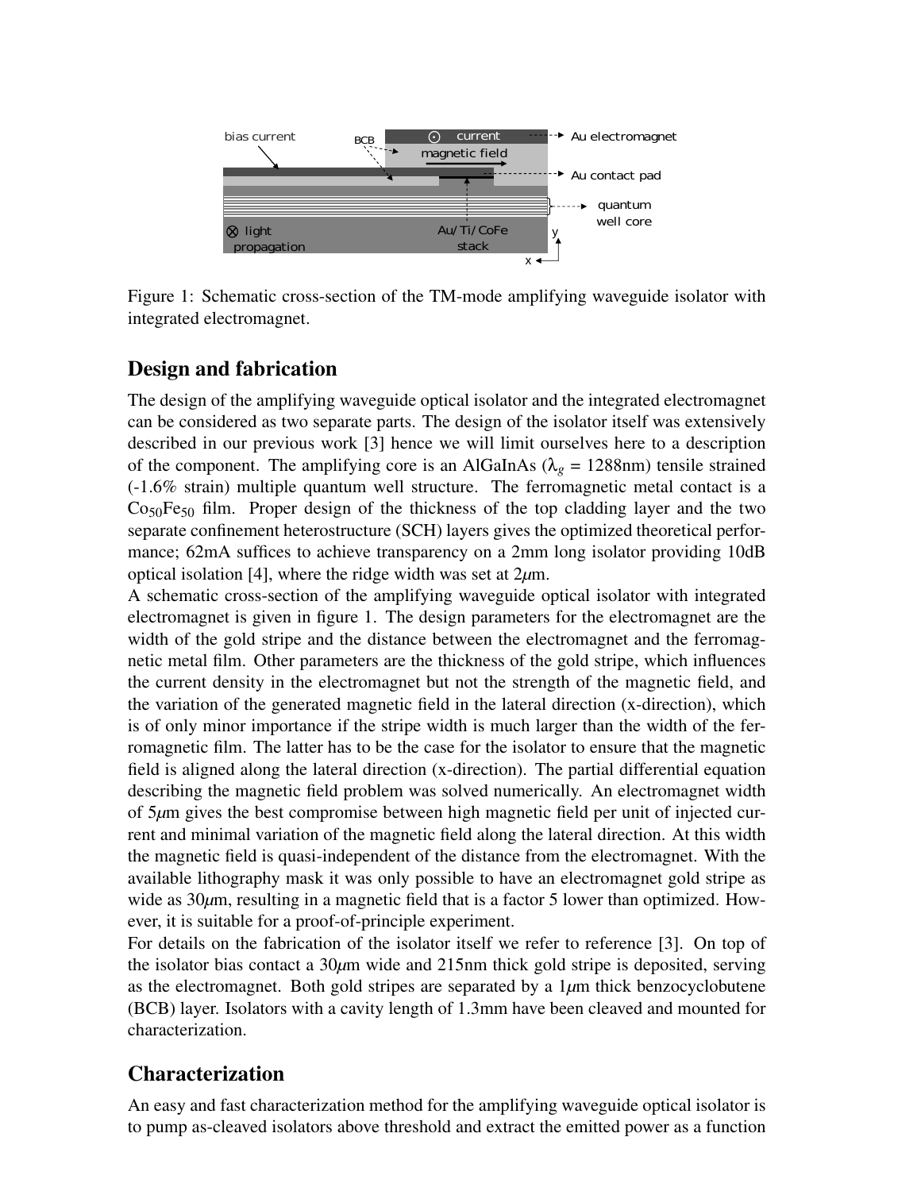bias current

BCB

current

magnetic field

Au electromagnet

Au contact pad

quantum well core

light propagation

Au/Ti/CoFe stack

y

x

Figure 1: Schematic cross-section of the TM-mode amplifying waveguide isolator with integrated electromagnet.

## Design and fabrication

The design of the amplifying waveguide optical isolator and the integrated electromagnet can be considered as two separate parts. The design of the isolator itself was extensively described in our previous work [3] hence we will limit ourselves here to a description of the component. The amplifying core is an AlGaInAs ($\lambda_g$ = 1288nm) tensile strained (-1.6% strain) multiple quantum well structure. The ferromagnetic metal contact is a $Co_{50}Fe_{50}$ film. Proper design of the thickness of the top cladding layer and the two separate confinement heterostructure (SCH) layers gives the optimized theoretical performance; 62mA suffices to achieve transparency on a 2mm long isolator providing 10dB optical isolation [4], where the ridge width was set at 2$\mu$m.

A schematic cross-section of the amplifying waveguide optical isolator with integrated electromagnet is given in figure 1. The design parameters for the electromagnet are the width of the gold stripe and the distance between the electromagnet and the ferromagnetic metal film. Other parameters are the thickness of the gold stripe, which influences the current density in the electromagnet but not the strength of the magnetic field, and the variation of the generated magnetic field in the lateral direction (x-direction), which is of only minor importance if the stripe width is much larger than the width of the ferromagnetic film. The latter has to be the case for the isolator to ensure that the magnetic field is aligned along the lateral direction (x-direction). The partial differential equation describing the magnetic field problem was solved numerically. An electromagnet width of 5$\mu$m gives the best compromise between high magnetic field per unit of injected current and minimal variation of the magnetic field along the lateral direction. At this width the magnetic field is quasi-independent of the distance from the electromagnet. With the available lithography mask it was only possible to have an electromagnet gold stripe as wide as 30$\mu$m, resulting in a magnetic field that is a factor 5 lower than optimized. However, it is suitable for a proof-of-principle experiment.

For details on the fabrication of the isolator itself we refer to reference [3]. On top of the isolator bias contact a 30$\mu$m wide and 215nm thick gold stripe is deposited, serving as the electromagnet. Both gold stripes are separated by a 1$\mu$m thick benzocyclobutene (BCB) layer. Isolators with a cavity length of 1.3mm have been cleaved and mounted for characterization.

## Characterization

An easy and fast characterization method for the amplifying waveguide optical isolator is to pump as-cleaved isolators above threshold and extract the emitted power as a function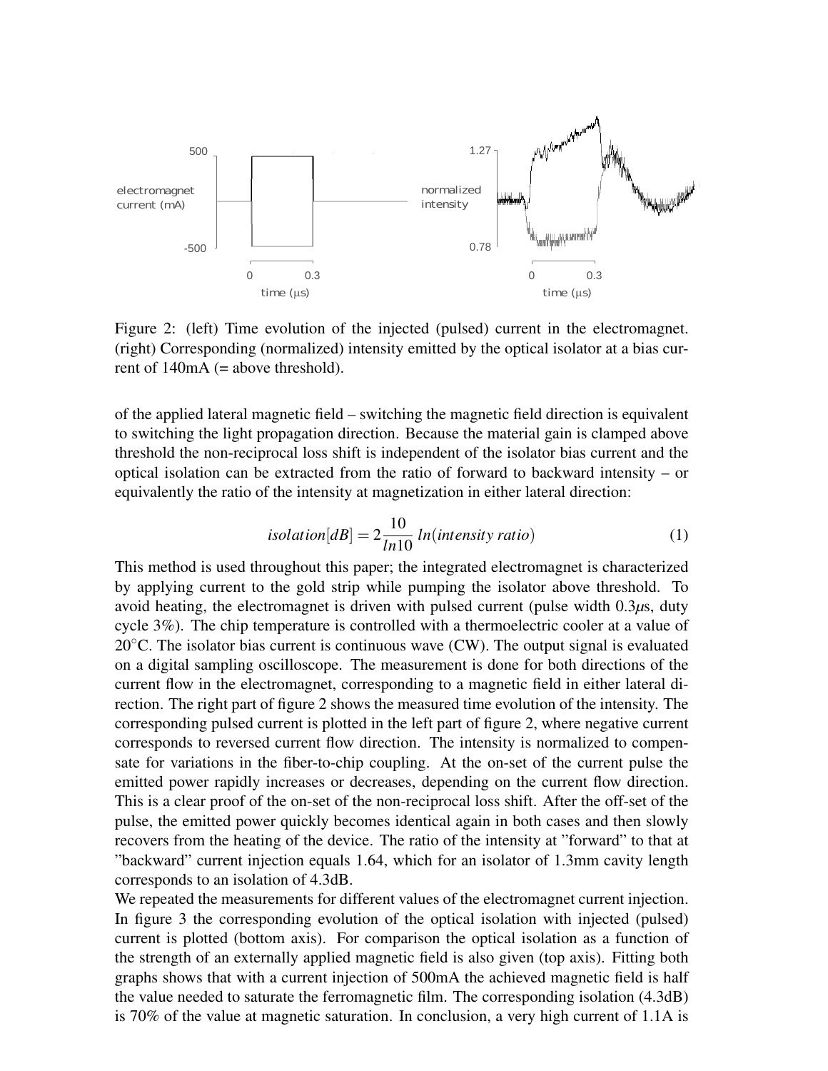500

electromagnet current (mA)

-500

0 0.3

time (μs)

1.27

normalized intensity

0.78

0 0.3

time (μs)

Figure 2: (left) Time evolution of the injected (pulsed) current in the electromagnet. (right) Corresponding (normalized) intensity emitted by the optical isolator at a bias current of 140mA (= above threshold).

of the applied lateral magnetic field – switching the magnetic field direction is equivalent to switching the light propagation direction. Because the material gain is clamped above threshold the non-reciprocal loss shift is independent of the isolator bias current and the optical isolation can be extracted from the ratio of forward to backward intensity – or equivalently the ratio of the intensity at magnetization in either lateral direction:

$$isolation[dB] = 2\frac{10}{ln10}\ ln(intensity\ ratio) \tag{1}$$

This method is used throughout this paper; the integrated electromagnet is characterized by applying current to the gold strip while pumping the isolator above threshold. To avoid heating, the electromagnet is driven with pulsed current (pulse width 0.3$\mu$s, duty cycle 3%). The chip temperature is controlled with a thermoelectric cooler at a value of 20°C. The isolator bias current is continuous wave (CW). The output signal is evaluated on a digital sampling oscilloscope. The measurement is done for both directions of the current flow in the electromagnet, corresponding to a magnetic field in either lateral direction. The right part of figure 2 shows the measured time evolution of the intensity. The corresponding pulsed current is plotted in the left part of figure 2, where negative current corresponds to reversed current flow direction. The intensity is normalized to compensate for variations in the fiber-to-chip coupling. At the on-set of the current pulse the emitted power rapidly increases or decreases, depending on the current flow direction. This is a clear proof of the on-set of the non-reciprocal loss shift. After the off-set of the pulse, the emitted power quickly becomes identical again in both cases and then slowly recovers from the heating of the device. The ratio of the intensity at "forward" to that at "backward" current injection equals 1.64, which for an isolator of 1.3mm cavity length corresponds to an isolation of 4.3dB.

We repeated the measurements for different values of the electromagnet current injection. In figure 3 the corresponding evolution of the optical isolation with injected (pulsed) current is plotted (bottom axis). For comparison the optical isolation as a function of the strength of an externally applied magnetic field is also given (top axis). Fitting both graphs shows that with a current injection of 500mA the achieved magnetic field is half the value needed to saturate the ferromagnetic film. The corresponding isolation (4.3dB) is 70% of the value at magnetic saturation. In conclusion, a very high current of 1.1A is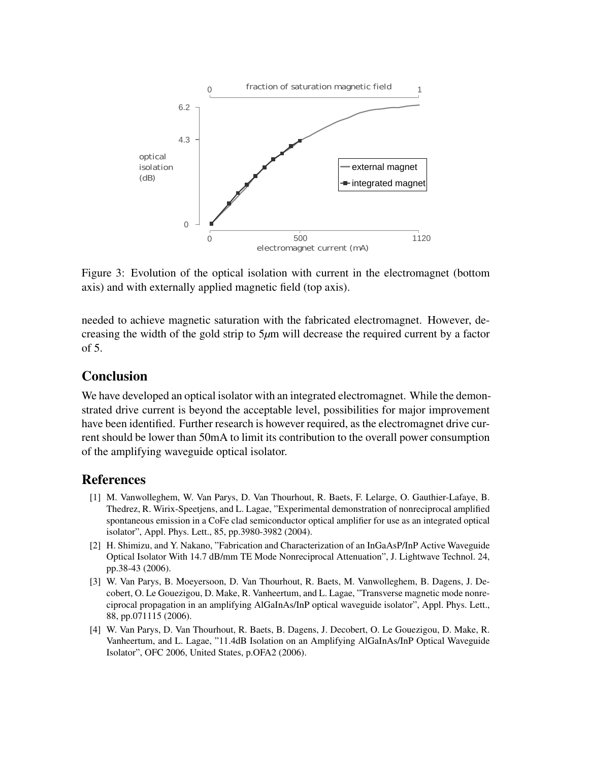fraction of saturation magnetic field

0

1

6.2

4.3

0

optical isolation (dB)

external magnet

integrated magnet

0

500

1120

electromagnet current (mA)

Figure 3: Evolution of the optical isolation with current in the electromagnet (bottom axis) and with externally applied magnetic field (top axis).

needed to achieve magnetic saturation with the fabricated electromagnet. However, decreasing the width of the gold strip to 5$\mu$m will decrease the required current by a factor of 5.

## Conclusion

We have developed an optical isolator with an integrated electromagnet. While the demonstrated drive current is beyond the acceptable level, possibilities for major improvement have been identified. Further research is however required, as the electromagnet drive current should be lower than 50mA to limit its contribution to the overall power consumption of the amplifying waveguide optical isolator.

## References

[1] M. Vanwolleghem, W. Van Parys, D. Van Thourhout, R. Baets, F. Lelarge, O. Gauthier-Lafaye, B. Thedrez, R. Wirix-Speetjens, and L. Lagae, "Experimental demonstration of nonreciprocal amplified spontaneous emission in a CoFe clad semiconductor optical amplifier for use as an integrated optical isolator", Appl. Phys. Lett., 85, pp.3980-3982 (2004).

[2] H. Shimizu, and Y. Nakano, "Fabrication and Characterization of an InGaAsP/InP Active Waveguide Optical Isolator With 14.7 dB/mm TE Mode Nonreciprocal Attenuation", J. Lightwave Technol. 24, pp.38-43 (2006).

[3] W. Van Parys, B. Moeyersoon, D. Van Thourhout, R. Baets, M. Vanwolleghem, B. Dagens, J. Decobert, O. Le Gouezigou, D. Make, R. Vanheertum, and L. Lagae, "Transverse magnetic mode nonreciprocal propagation in an amplifying AlGaInAs/InP optical waveguide isolator", Appl. Phys. Lett., 88, pp.071115 (2006).

[4] W. Van Parys, D. Van Thourhout, R. Baets, B. Dagens, J. Decobert, O. Le Gouezigou, D. Make, R. Vanheertum, and L. Lagae, "11.4dB Isolation on an Amplifying AlGaInAs/InP Optical Waveguide Isolator", OFC 2006, United States, p.OFA2 (2006).